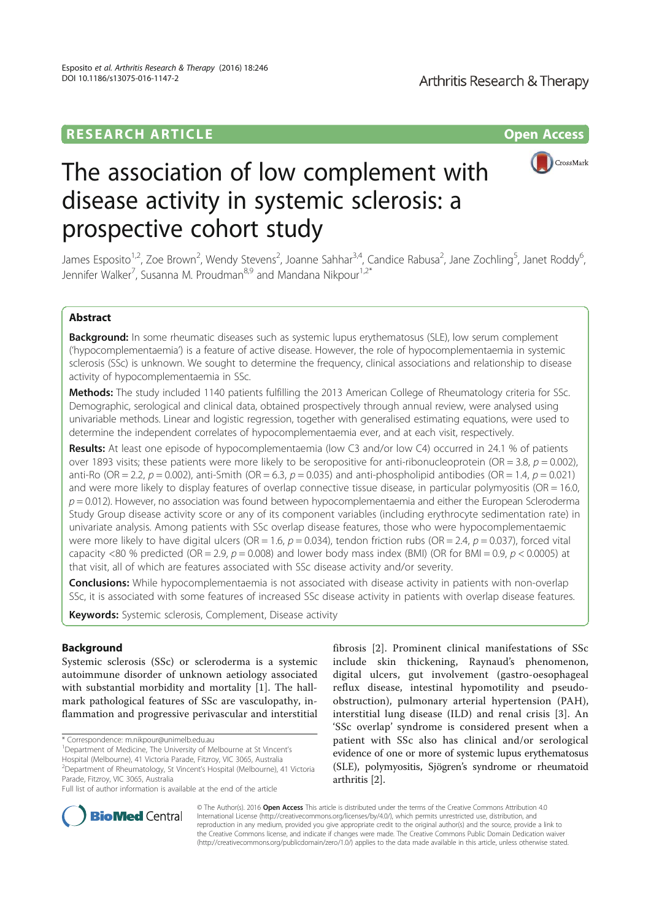RESEARCH ARTICLE

Open Access

# The association of low complement with disease activity in systemic sclerosis: a prospective cohort study

James Esposito[1,2], Zoe Brown[2], Wendy Stevens[2], Joanne Sahhar[3,4], Candice Rabusa[2], Jane Zochling[5], Janet Roddy[6], Jennifer Walker[7], Susanna M. Proudman[8,9] and Mandana Nikpour[1,2*]

## Abstract

**Background:** In some rheumatic diseases such as systemic lupus erythematosus (SLE), low serum complement ('hypocomplementaemia') is a feature of active disease. However, the role of hypocomplementaemia in systemic sclerosis (SSc) is unknown. We sought to determine the frequency, clinical associations and relationship to disease activity of hypocomplementaemia in SSc.

**Methods:** The study included 1140 patients fulfilling the 2013 American College of Rheumatology criteria for SSc. Demographic, serological and clinical data, obtained prospectively through annual review, were analysed using univariable methods. Linear and logistic regression, together with generalised estimating equations, were used to determine the independent correlates of hypocomplementaemia ever, and at each visit, respectively.

**Results:** At least one episode of hypocomplementaemia (low C3 and/or low C4) occurred in 24.1 % of patients over 1893 visits; these patients were more likely to be seropositive for anti-ribonucleoprotein (OR = 3.8, $p = 0.002$), anti-Ro (OR = 2.2, $p = 0.002$), anti-Smith (OR = 6.3, $p = 0.035$) and anti-phospholipid antibodies (OR = 1.4, $p = 0.021$) and were more likely to display features of overlap connective tissue disease, in particular polymyositis (OR = 16.0, $p = 0.012$). However, no association was found between hypocomplementaemia and either the European Scleroderma Study Group disease activity score or any of its component variables (including erythrocyte sedimentation rate) in univariate analysis. Among patients with SSc overlap disease features, those who were hypocomplementaemic were more likely to have digital ulcers (OR = 1.6, $p = 0.034$), tendon friction rubs (OR = 2.4, $p = 0.037$), forced vital capacity <80 % predicted (OR = 2.9, $p = 0.008$) and lower body mass index (BMI) (OR for BMI = 0.9, $p < 0.0005$) at that visit, all of which are features associated with SSc disease activity and/or severity.

**Conclusions:** While hypocomplementaemia is not associated with disease activity in patients with non-overlap SSc, it is associated with some features of increased SSc disease activity in patients with overlap disease features.

**Keywords:** Systemic sclerosis, Complement, Disease activity

## Background

Systemic sclerosis (SSc) or scleroderma is a systemic autoimmune disorder of unknown aetiology associated with substantial morbidity and mortality [1]. The hallmark pathological features of SSc are vasculopathy, inflammation and progressive perivascular and interstitial fibrosis [2]. Prominent clinical manifestations of SSc include skin thickening, Raynaud's phenomenon, digital ulcers, gut involvement (gastro-oesophageal reflux disease, intestinal hypomotility and pseudo-obstruction), pulmonary arterial hypertension (PAH), interstitial lung disease (ILD) and renal crisis [3]. An 'SSc overlap' syndrome is considered present when a patient with SSc also has clinical and/or serological evidence of one or more of systemic lupus erythematosus (SLE), polymyositis, Sjögren's syndrome or rheumatoid arthritis [2].

* Correspondence: m.nikpour@unimelb.edu.au
[1]Department of Medicine, The University of Melbourne at St Vincent's Hospital (Melbourne), 41 Victoria Parade, Fitzroy, VIC 3065, Australia
[2]Department of Rheumatology, St Vincent's Hospital (Melbourne), 41 Victoria Parade, Fitzroy, VIC 3065, Australia
Full list of author information is available at the end of the article

© The Author(s). 2016 **Open Access** This article is distributed under the terms of the Creative Commons Attribution 4.0 International License (http://creativecommons.org/licenses/by/4.0/), which permits unrestricted use, distribution, and reproduction in any medium, provided you give appropriate credit to the original author(s) and the source, provide a link to the Creative Commons license, and indicate if changes were made. The Creative Commons Public Domain Dedication waiver (http://creativecommons.org/publicdomain/zero/1.0/) applies to the data made available in this article, unless otherwise stated.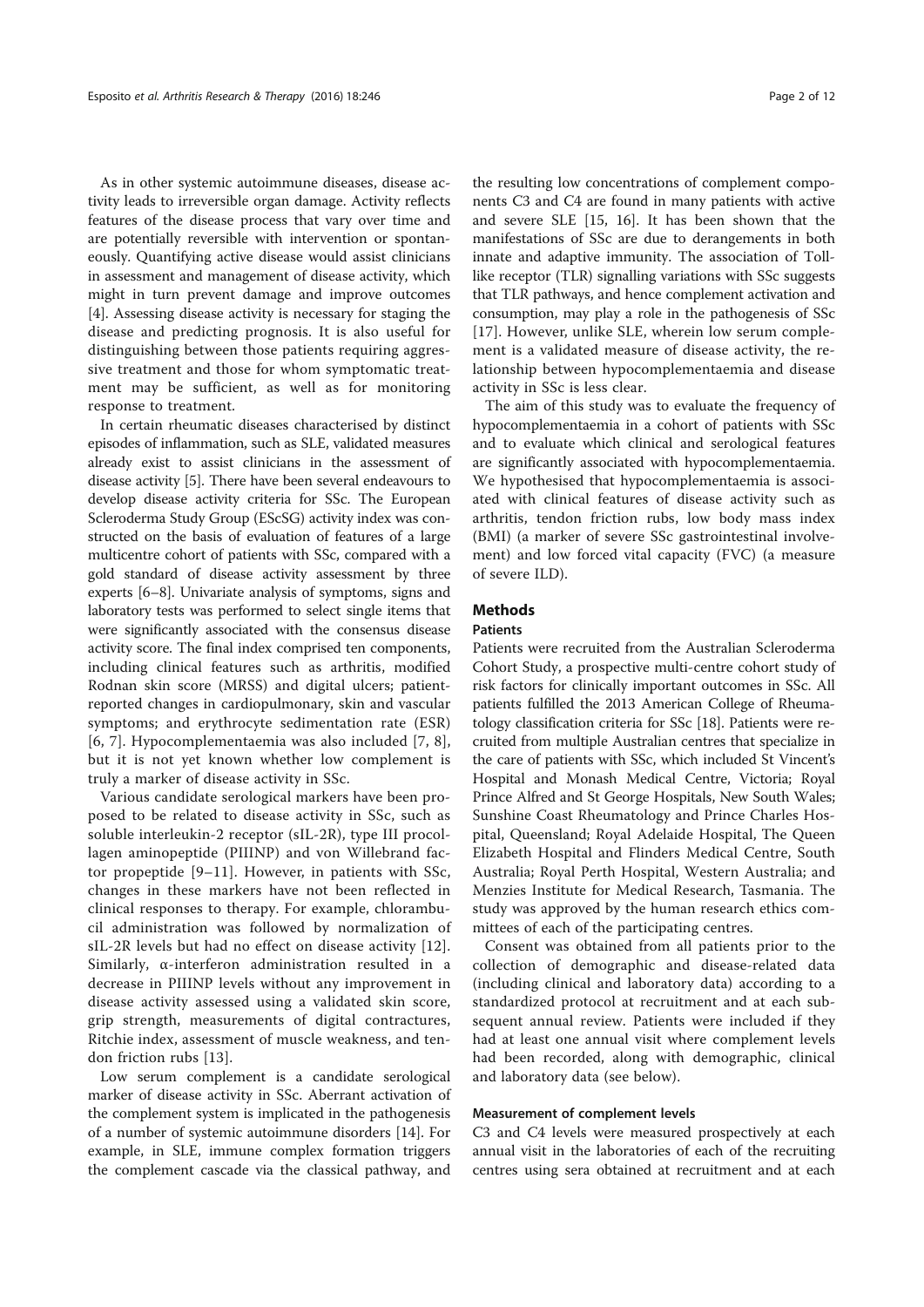As in other systemic autoimmune diseases, disease activity leads to irreversible organ damage. Activity reflects features of the disease process that vary over time and are potentially reversible with intervention or spontaneously. Quantifying active disease would assist clinicians in assessment and management of disease activity, which might in turn prevent damage and improve outcomes [4]. Assessing disease activity is necessary for staging the disease and predicting prognosis. It is also useful for distinguishing between those patients requiring aggressive treatment and those for whom symptomatic treatment may be sufficient, as well as for monitoring response to treatment.

In certain rheumatic diseases characterised by distinct episodes of inflammation, such as SLE, validated measures already exist to assist clinicians in the assessment of disease activity [5]. There have been several endeavours to develop disease activity criteria for SSc. The European Scleroderma Study Group (EScSG) activity index was constructed on the basis of evaluation of features of a large multicentre cohort of patients with SSc, compared with a gold standard of disease activity assessment by three experts [6–8]. Univariate analysis of symptoms, signs and laboratory tests was performed to select single items that were significantly associated with the consensus disease activity score. The final index comprised ten components, including clinical features such as arthritis, modified Rodnan skin score (MRSS) and digital ulcers; patient-reported changes in cardiopulmonary, skin and vascular symptoms; and erythrocyte sedimentation rate (ESR) [6, 7]. Hypocomplementaemia was also included [7, 8], but it is not yet known whether low complement is truly a marker of disease activity in SSc.

Various candidate serological markers have been proposed to be related to disease activity in SSc, such as soluble interleukin-2 receptor (sIL-2R), type III procollagen aminopeptide (PIIINP) and von Willebrand factor propeptide [9–11]. However, in patients with SSc, changes in these markers have not been reflected in clinical responses to therapy. For example, chlorambucil administration was followed by normalization of sIL-2R levels but had no effect on disease activity [12]. Similarly, α-interferon administration resulted in a decrease in PIIINP levels without any improvement in disease activity assessed using a validated skin score, grip strength, measurements of digital contractures, Ritchie index, assessment of muscle weakness, and tendon friction rubs [13].

Low serum complement is a candidate serological marker of disease activity in SSc. Aberrant activation of the complement system is implicated in the pathogenesis of a number of systemic autoimmune disorders [14]. For example, in SLE, immune complex formation triggers the complement cascade via the classical pathway, and the resulting low concentrations of complement components C3 and C4 are found in many patients with active and severe SLE [15, 16]. It has been shown that the manifestations of SSc are due to derangements in both innate and adaptive immunity. The association of Toll-like receptor (TLR) signalling variations with SSc suggests that TLR pathways, and hence complement activation and consumption, may play a role in the pathogenesis of SSc [17]. However, unlike SLE, wherein low serum complement is a validated measure of disease activity, the relationship between hypocomplementaemia and disease activity in SSc is less clear.

The aim of this study was to evaluate the frequency of hypocomplementaemia in a cohort of patients with SSc and to evaluate which clinical and serological features are significantly associated with hypocomplementaemia. We hypothesised that hypocomplementaemia is associated with clinical features of disease activity such as arthritis, tendon friction rubs, low body mass index (BMI) (a marker of severe SSc gastrointestinal involvement) and low forced vital capacity (FVC) (a measure of severe ILD).

## Methods

### Patients

Patients were recruited from the Australian Scleroderma Cohort Study, a prospective multi-centre cohort study of risk factors for clinically important outcomes in SSc. All patients fulfilled the 2013 American College of Rheumatology classification criteria for SSc [18]. Patients were recruited from multiple Australian centres that specialize in the care of patients with SSc, which included St Vincent's Hospital and Monash Medical Centre, Victoria; Royal Prince Alfred and St George Hospitals, New South Wales; Sunshine Coast Rheumatology and Prince Charles Hospital, Queensland; Royal Adelaide Hospital, The Queen Elizabeth Hospital and Flinders Medical Centre, South Australia; Royal Perth Hospital, Western Australia; and Menzies Institute for Medical Research, Tasmania. The study was approved by the human research ethics committees of each of the participating centres.

Consent was obtained from all patients prior to the collection of demographic and disease-related data (including clinical and laboratory data) according to a standardized protocol at recruitment and at each subsequent annual review. Patients were included if they had at least one annual visit where complement levels had been recorded, along with demographic, clinical and laboratory data (see below).

#### Measurement of complement levels

C3 and C4 levels were measured prospectively at each annual visit in the laboratories of each of the recruiting centres using sera obtained at recruitment and at each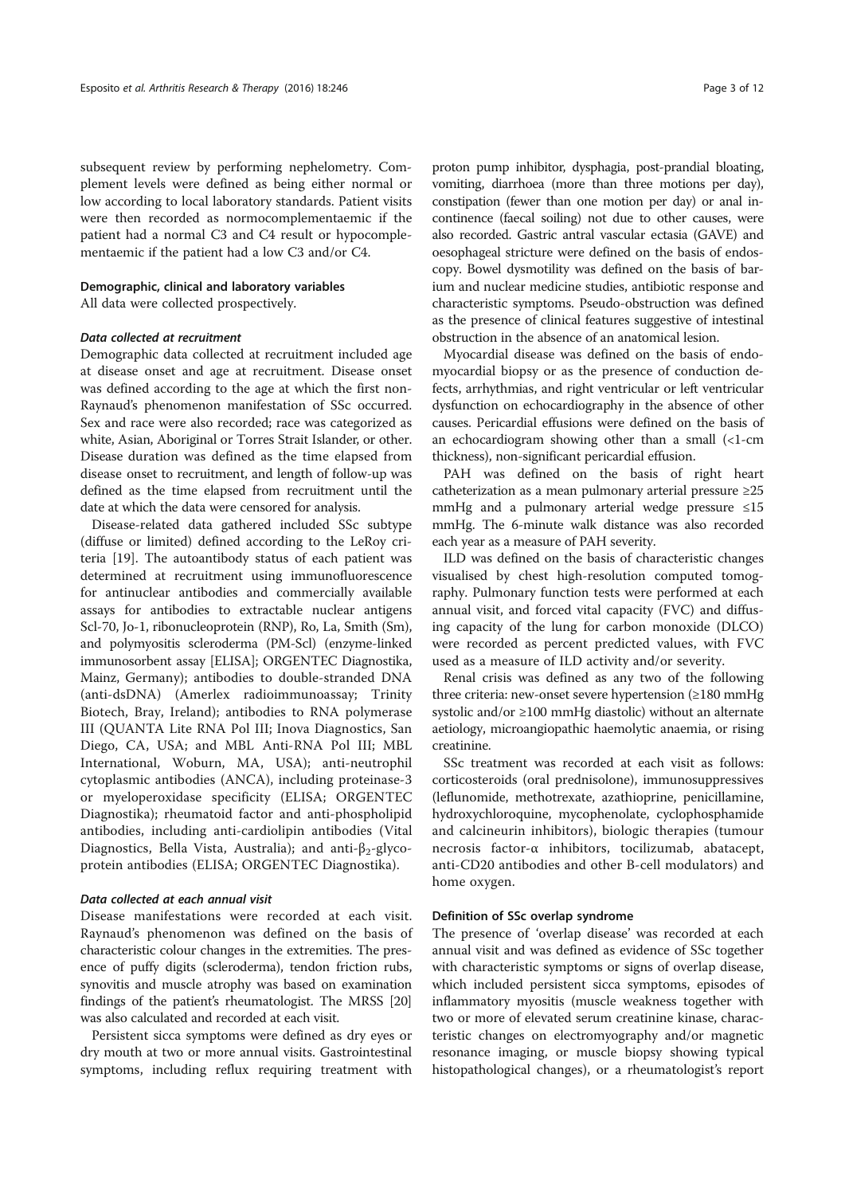subsequent review by performing nephelometry. Complement levels were defined as being either normal or low according to local laboratory standards. Patient visits were then recorded as normocomplementaemic if the patient had a normal C3 and C4 result or hypocomplementaemic if the patient had a low C3 and/or C4.

### Demographic, clinical and laboratory variables

All data were collected prospectively.

#### *Data collected at recruitment*

Demographic data collected at recruitment included age at disease onset and age at recruitment. Disease onset was defined according to the age at which the first non-Raynaud's phenomenon manifestation of SSc occurred. Sex and race were also recorded; race was categorized as white, Asian, Aboriginal or Torres Strait Islander, or other. Disease duration was defined as the time elapsed from disease onset to recruitment, and length of follow-up was defined as the time elapsed from recruitment until the date at which the data were censored for analysis.

Disease-related data gathered included SSc subtype (diffuse or limited) defined according to the LeRoy criteria [19]. The autoantibody status of each patient was determined at recruitment using immunofluorescence for antinuclear antibodies and commercially available assays for antibodies to extractable nuclear antigens Scl-70, Jo-1, ribonucleoprotein (RNP), Ro, La, Smith (Sm), and polymyositis scleroderma (PM-Scl) (enzyme-linked immunosorbent assay [ELISA]; ORGENTEC Diagnostika, Mainz, Germany); antibodies to double-stranded DNA (anti-dsDNA) (Amerlex radioimmunoassay; Trinity Biotech, Bray, Ireland); antibodies to RNA polymerase III (QUANTA Lite RNA Pol III; Inova Diagnostics, San Diego, CA, USA; and MBL Anti-RNA Pol III; MBL International, Woburn, MA, USA); anti-neutrophil cytoplasmic antibodies (ANCA), including proteinase-3 or myeloperoxidase specificity (ELISA; ORGENTEC Diagnostika); rheumatoid factor and anti-phospholipid antibodies, including anti-cardiolipin antibodies (Vital Diagnostics, Bella Vista, Australia); and anti-$\beta_2$-glycoprotein antibodies (ELISA; ORGENTEC Diagnostika).

#### *Data collected at each annual visit*

Disease manifestations were recorded at each visit. Raynaud's phenomenon was defined on the basis of characteristic colour changes in the extremities. The presence of puffy digits (scleroderma), tendon friction rubs, synovitis and muscle atrophy was based on examination findings of the patient's rheumatologist. The MRSS [20] was also calculated and recorded at each visit.

Persistent sicca symptoms were defined as dry eyes or dry mouth at two or more annual visits. Gastrointestinal symptoms, including reflux requiring treatment with proton pump inhibitor, dysphagia, post-prandial bloating, vomiting, diarrhoea (more than three motions per day), constipation (fewer than one motion per day) or anal incontinence (faecal soiling) not due to other causes, were also recorded. Gastric antral vascular ectasia (GAVE) and oesophageal stricture were defined on the basis of endoscopy. Bowel dysmotility was defined on the basis of barium and nuclear medicine studies, antibiotic response and characteristic symptoms. Pseudo-obstruction was defined as the presence of clinical features suggestive of intestinal obstruction in the absence of an anatomical lesion.

Myocardial disease was defined on the basis of endomyocardial biopsy or as the presence of conduction defects, arrhythmias, and right ventricular or left ventricular dysfunction on echocardiography in the absence of other causes. Pericardial effusions were defined on the basis of an echocardiogram showing other than a small (<1-cm thickness), non-significant pericardial effusion.

PAH was defined on the basis of right heart catheterization as a mean pulmonary arterial pressure ≥25 mmHg and a pulmonary arterial wedge pressure ≤15 mmHg. The 6-minute walk distance was also recorded each year as a measure of PAH severity.

ILD was defined on the basis of characteristic changes visualised by chest high-resolution computed tomography. Pulmonary function tests were performed at each annual visit, and forced vital capacity (FVC) and diffusing capacity of the lung for carbon monoxide (DLCO) were recorded as percent predicted values, with FVC used as a measure of ILD activity and/or severity.

Renal crisis was defined as any two of the following three criteria: new-onset severe hypertension (≥180 mmHg systolic and/or ≥100 mmHg diastolic) without an alternate aetiology, microangiopathic haemolytic anaemia, or rising creatinine.

SSc treatment was recorded at each visit as follows: corticosteroids (oral prednisolone), immunosuppressives (leflunomide, methotrexate, azathioprine, penicillamine, hydroxychloroquine, mycophenolate, cyclophosphamide and calcineurin inhibitors), biologic therapies (tumour necrosis factor-α inhibitors, tocilizumab, abatacept, anti-CD20 antibodies and other B-cell modulators) and home oxygen.

### Definition of SSc overlap syndrome

The presence of 'overlap disease' was recorded at each annual visit and was defined as evidence of SSc together with characteristic symptoms or signs of overlap disease, which included persistent sicca symptoms, episodes of inflammatory myositis (muscle weakness together with two or more of elevated serum creatinine kinase, characteristic changes on electromyography and/or magnetic resonance imaging, or muscle biopsy showing typical histopathological changes), or a rheumatologist's report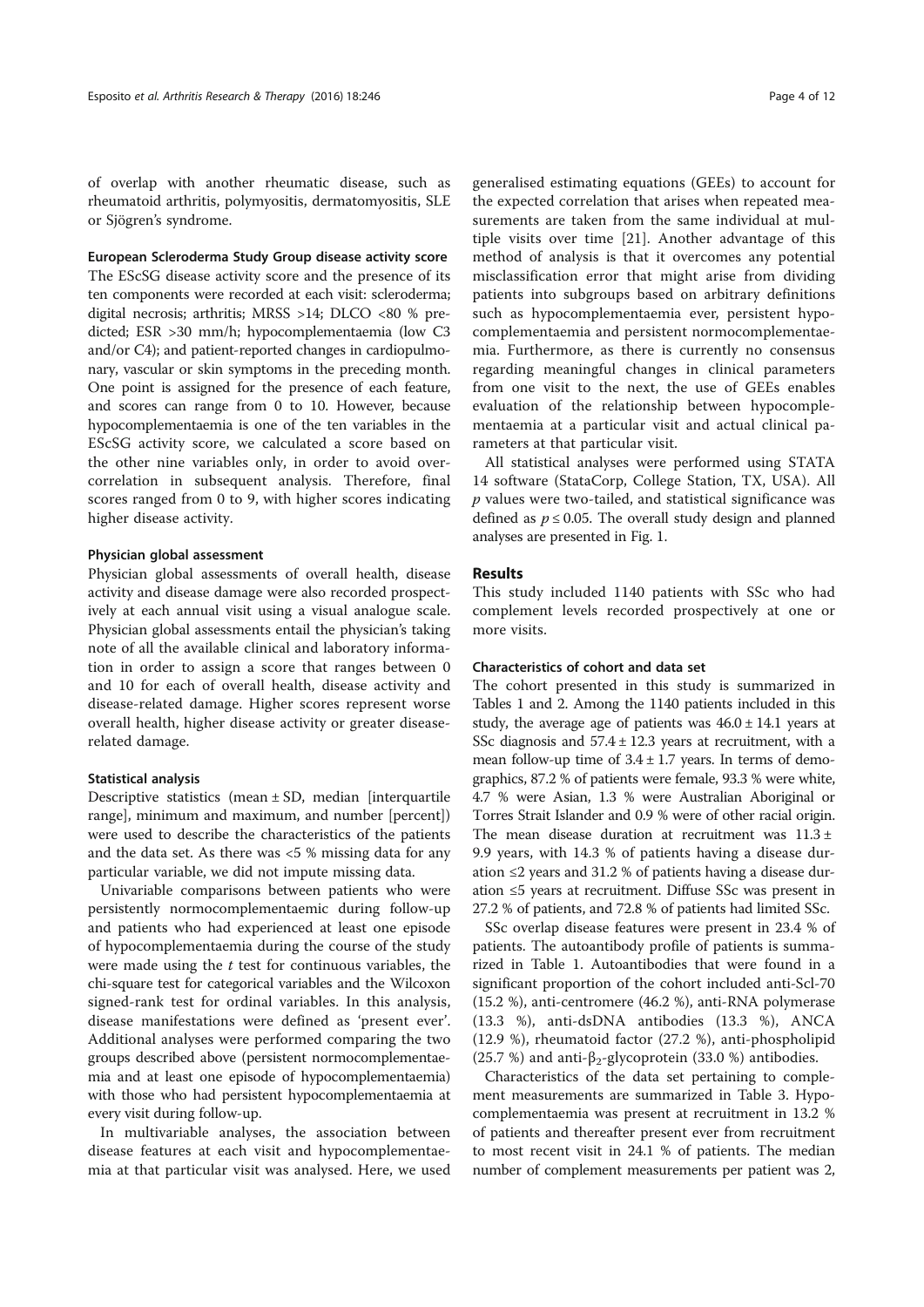of overlap with another rheumatic disease, such as rheumatoid arthritis, polymyositis, dermatomyositis, SLE or Sjögren's syndrome.

#### European Scleroderma Study Group disease activity score

The EScSG disease activity score and the presence of its ten components were recorded at each visit: scleroderma; digital necrosis; arthritis; MRSS >14; DLCO <80 % predicted; ESR >30 mm/h; hypocomplementaemia (low C3 and/or C4); and patient-reported changes in cardiopulmonary, vascular or skin symptoms in the preceding month. One point is assigned for the presence of each feature, and scores can range from 0 to 10. However, because hypocomplementaemia is one of the ten variables in the EScSG activity score, we calculated a score based on the other nine variables only, in order to avoid over-correlation in subsequent analysis. Therefore, final scores ranged from 0 to 9, with higher scores indicating higher disease activity.

#### Physician global assessment

Physician global assessments of overall health, disease activity and disease damage were also recorded prospectively at each annual visit using a visual analogue scale. Physician global assessments entail the physician's taking note of all the available clinical and laboratory information in order to assign a score that ranges between 0 and 10 for each of overall health, disease activity and disease-related damage. Higher scores represent worse overall health, higher disease activity or greater disease-related damage.

#### Statistical analysis

Descriptive statistics (mean ± SD, median [interquartile range], minimum and maximum, and number [percent]) were used to describe the characteristics of the patients and the data set. As there was <5 % missing data for any particular variable, we did not impute missing data.

Univariable comparisons between patients who were persistently normocomplementaemic during follow-up and patients who had experienced at least one episode of hypocomplementaemia during the course of the study were made using the $t$ test for continuous variables, the chi-square test for categorical variables and the Wilcoxon signed-rank test for ordinal variables. In this analysis, disease manifestations were defined as 'present ever'. Additional analyses were performed comparing the two groups described above (persistent normocomplementaemia and at least one episode of hypocomplementaemia) with those who had persistent hypocomplementaemia at every visit during follow-up.

In multivariable analyses, the association between disease features at each visit and hypocomplementaemia at that particular visit was analysed. Here, we used generalised estimating equations (GEEs) to account for the expected correlation that arises when repeated measurements are taken from the same individual at multiple visits over time [21]. Another advantage of this method of analysis is that it overcomes any potential misclassification error that might arise from dividing patients into subgroups based on arbitrary definitions such as hypocomplementaemia ever, persistent hypocomplementaemia and persistent normocomplementaemia. Furthermore, as there is currently no consensus regarding meaningful changes in clinical parameters from one visit to the next, the use of GEEs enables evaluation of the relationship between hypocomplementaemia at a particular visit and actual clinical parameters at that particular visit.

All statistical analyses were performed using STATA 14 software (StataCorp, College Station, TX, USA). All $p$ values were two-tailed, and statistical significance was defined as $p \leq 0.05$. The overall study design and planned analyses are presented in Fig. 1.

## Results

This study included 1140 patients with SSc who had complement levels recorded prospectively at one or more visits.

#### Characteristics of cohort and data set

The cohort presented in this study is summarized in Tables 1 and 2. Among the 1140 patients included in this study, the average age of patients was 46.0 ± 14.1 years at SSc diagnosis and 57.4 ± 12.3 years at recruitment, with a mean follow-up time of 3.4 ± 1.7 years. In terms of demographics, 87.2 % of patients were female, 93.3 % were white, 4.7 % were Asian, 1.3 % were Australian Aboriginal or Torres Strait Islander and 0.9 % were of other racial origin. The mean disease duration at recruitment was 11.3 ± 9.9 years, with 14.3 % of patients having a disease duration ≤2 years and 31.2 % of patients having a disease duration ≤5 years at recruitment. Diffuse SSc was present in 27.2 % of patients, and 72.8 % of patients had limited SSc.

SSc overlap disease features were present in 23.4 % of patients. The autoantibody profile of patients is summarized in Table 1. Autoantibodies that were found in a significant proportion of the cohort included anti-Scl-70 (15.2 %), anti-centromere (46.2 %), anti-RNA polymerase (13.3 %), anti-dsDNA antibodies (13.3 %), ANCA (12.9 %), rheumatoid factor (27.2 %), anti-phospholipid (25.7 %) and anti-$\beta_2$-glycoprotein (33.0 %) antibodies.

Characteristics of the data set pertaining to complement measurements are summarized in Table 3. Hypocomplementaemia was present at recruitment in 13.2 % of patients and thereafter present ever from recruitment to most recent visit in 24.1 % of patients. The median number of complement measurements per patient was 2,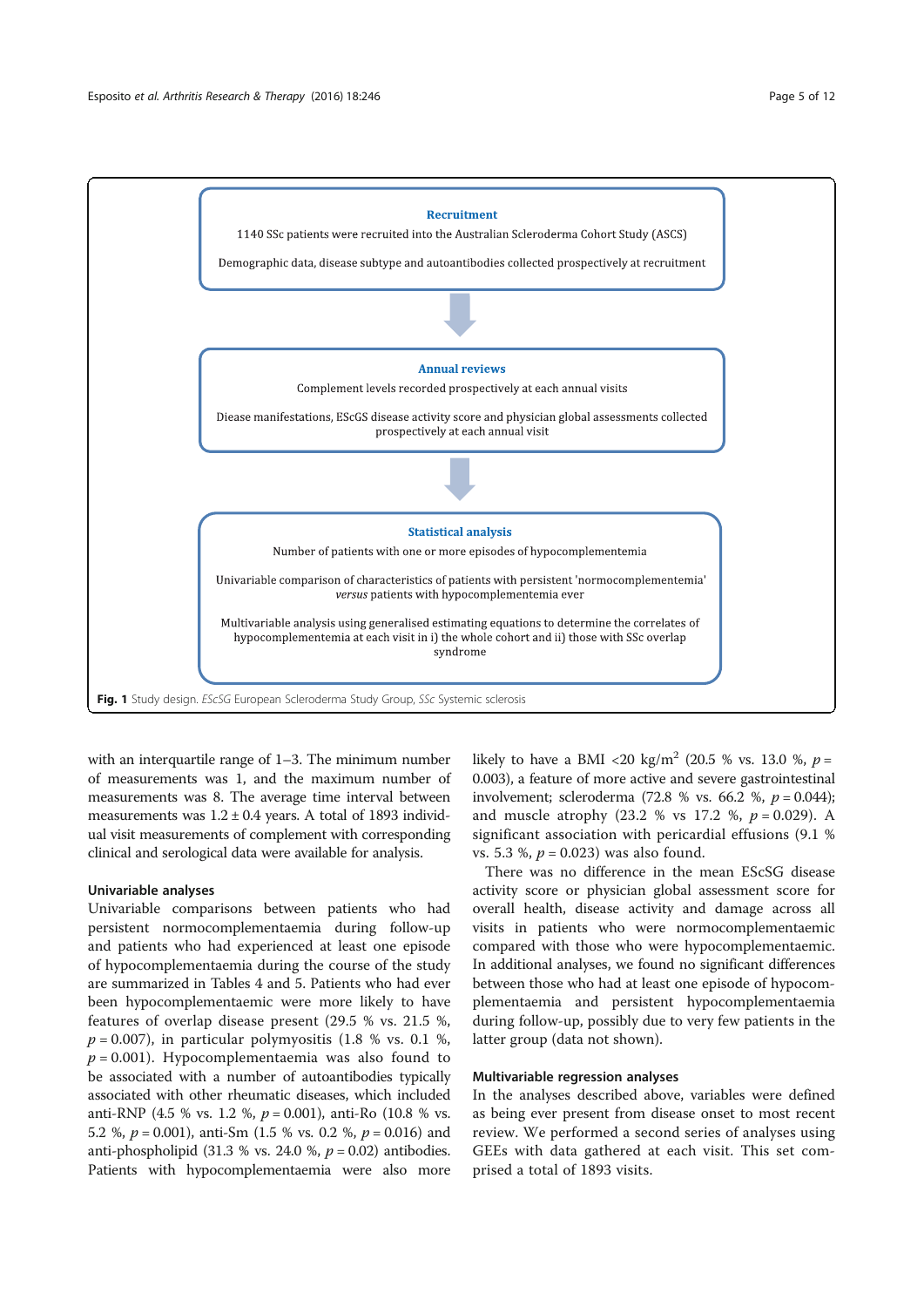**Recruitment**

1140 SSc patients were recruited into the Australian Scleroderma Cohort Study (ASCS)

Demographic data, disease subtype and autoantibodies collected prospectively at recruitment

**Annual reviews**

Complement levels recorded prospectively at each annual visits

Diease manifestations, EScGS disease activity score and physician global assessments collected prospectively at each annual visit

**Statistical analysis**

Number of patients with one or more episodes of hypocomplementemia

Univariable comparison of characteristics of patients with persistent 'normocomplementemia' *versus* patients with hypocomplementemia ever

Multivariable analysis using generalised estimating equations to determine the correlates of hypocomplementemia at each visit in i) the whole cohort and ii) those with SSc overlap syndrome

**Fig. 1** Study design. *EScSG* European Scleroderma Study Group, *SSc* Systemic sclerosis

with an interquartile range of 1–3. The minimum number of measurements was 1, and the maximum number of measurements was 8. The average time interval between measurements was 1.2 ± 0.4 years. A total of 1893 individual visit measurements of complement with corresponding clinical and serological data were available for analysis.

### Univariable analyses

Univariable comparisons between patients who had persistent normocomplementaemia during follow-up and patients who had experienced at least one episode of hypocomplementaemia during the course of the study are summarized in Tables 4 and 5. Patients who had ever been hypocomplementaemic were more likely to have features of overlap disease present (29.5 % vs. 21.5 %, $p = 0.007$), in particular polymyositis (1.8 % vs. 0.1 %, $p = 0.001$). Hypocomplementaemia was also found to be associated with a number of autoantibodies typically associated with other rheumatic diseases, which included anti-RNP (4.5 % vs. 1.2 %, $p = 0.001$), anti-Ro (10.8 % vs. 5.2 %, $p = 0.001$), anti-Sm (1.5 % vs. 0.2 %, $p = 0.016$) and anti-phospholipid (31.3 % vs. 24.0 %, $p = 0.02$) antibodies. Patients with hypocomplementaemia were also more likely to have a BMI <20 kg/m$^2$ (20.5 % vs. 13.0 %, $p = 0.003$), a feature of more active and severe gastrointestinal involvement; scleroderma (72.8 % vs. 66.2 %, $p = 0.044$); and muscle atrophy (23.2 % vs 17.2 %, $p = 0.029$). A significant association with pericardial effusions (9.1 % vs. 5.3 %, $p = 0.023$) was also found.

There was no difference in the mean EScSG disease activity score or physician global assessment score for overall health, disease activity and damage across all visits in patients who were normocomplementaemic compared with those who were hypocomplementaemic. In additional analyses, we found no significant differences between those who had at least one episode of hypocomplementaemia and persistent hypocomplementaemia during follow-up, possibly due to very few patients in the latter group (data not shown).

### Multivariable regression analyses

In the analyses described above, variables were defined as being ever present from disease onset to most recent review. We performed a second series of analyses using GEEs with data gathered at each visit. This set comprised a total of 1893 visits.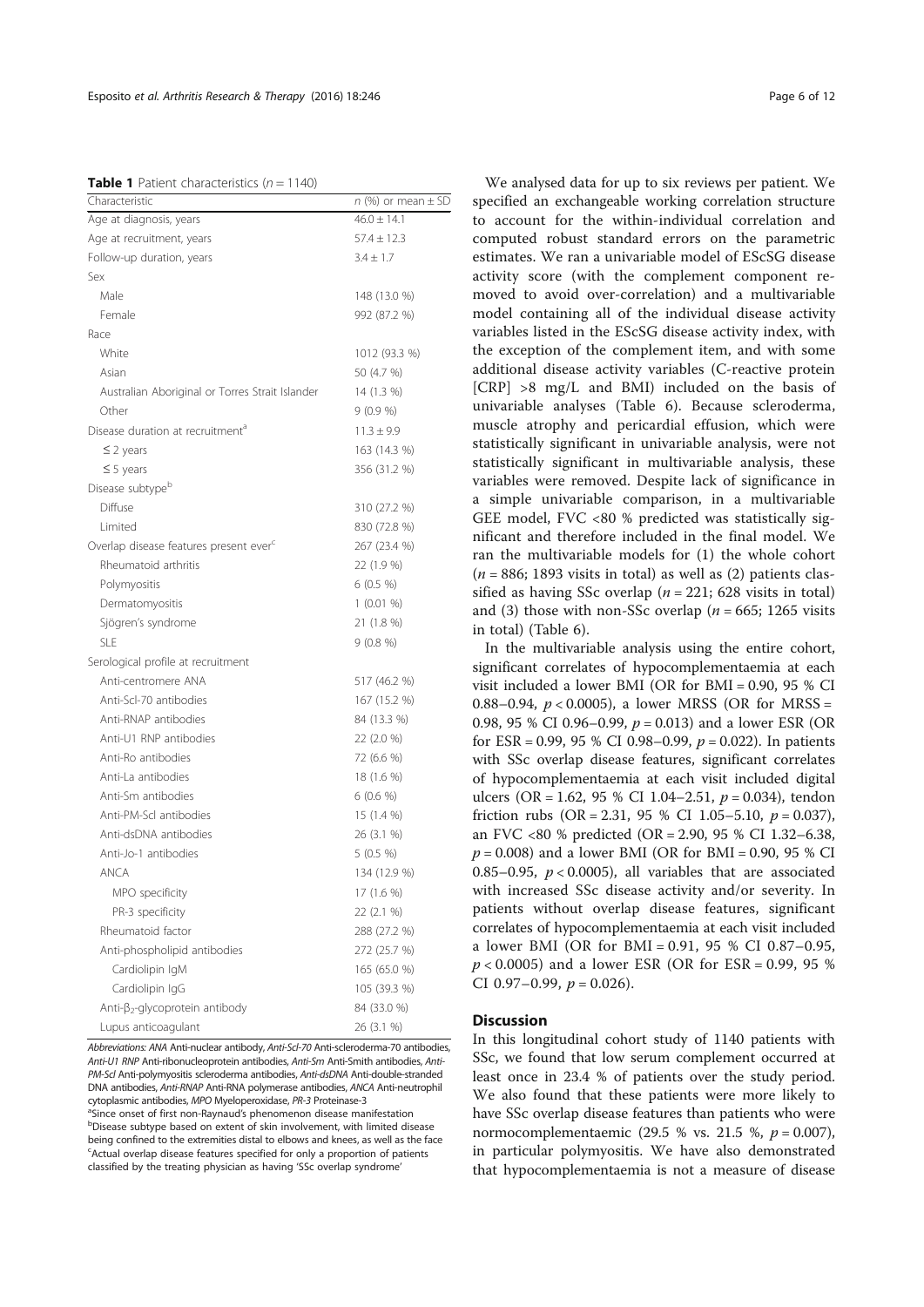**Table 1** Patient characteristics ($n = 1140$)

| Characteristic | $n$ (%) or mean ± SD |
|---|---|
| Age at diagnosis, years | 46.0 ± 14.1 |
| Age at recruitment, years | 57.4 ± 12.3 |
| Follow-up duration, years | 3.4 ± 1.7 |
| Sex | |
| Male | 148 (13.0 %) |
| Female | 992 (87.2 %) |
| Race | |
| White | 1012 (93.3 %) |
| Asian | 50 (4.7 %) |
| Australian Aboriginal or Torres Strait Islander | 14 (1.3 %) |
| Other | 9 (0.9 %) |
| Disease duration at recruitment[a] | 11.3 ± 9.9 |
| ≤ 2 years | 163 (14.3 %) |
| ≤ 5 years | 356 (31.2 %) |
| Disease subtype[b] | |
| Diffuse | 310 (27.2 %) |
| Limited | 830 (72.8 %) |
| Overlap disease features present ever[c] | 267 (23.4 %) |
| Rheumatoid arthritis | 22 (1.9 %) |
| Polymyositis | 6 (0.5 %) |
| Dermatomyositis | 1 (0.01 %) |
| Sjögren's syndrome | 21 (1.8 %) |
| SLE | 9 (0.8 %) |
| Serological profile at recruitment | |
| Anti-centromere ANA | 517 (46.2 %) |
| Anti-Scl-70 antibodies | 167 (15.2 %) |
| Anti-RNAP antibodies | 84 (13.3 %) |
| Anti-U1 RNP antibodies | 22 (2.0 %) |
| Anti-Ro antibodies | 72 (6.6 %) |
| Anti-La antibodies | 18 (1.6 %) |
| Anti-Sm antibodies | 6 (0.6 %) |
| Anti-PM-Scl antibodies | 15 (1.4 %) |
| Anti-dsDNA antibodies | 26 (3.1 %) |
| Anti-Jo-1 antibodies | 5 (0.5 %) |
| ANCA | 134 (12.9 %) |
| MPO specificity | 17 (1.6 %) |
| PR-3 specificity | 22 (2.1 %) |
| Rheumatoid factor | 288 (27.2 %) |
| Anti-phospholipid antibodies | 272 (25.7 %) |
| Cardiolipin IgM | 165 (65.0 %) |
| Cardiolipin IgG | 105 (39.3 %) |
| Anti-$\beta_2$-glycoprotein antibody | 84 (33.0 %) |
| Lupus anticoagulant | 26 (3.1 %) |

*Abbreviations: ANA* Anti-nuclear antibody, *Anti-Scl-70* Anti-scleroderma-70 antibodies, *Anti-U1 RNP* Anti-ribonucleoprotein antibodies, *Anti-Sm* Anti-Smith antibodies, *Anti-PM-Scl* Anti-polymyositis scleroderma antibodies, *Anti-dsDNA* Anti-double-stranded DNA antibodies, *Anti-RNAP* Anti-RNA polymerase antibodies, *ANCA* Anti-neutrophil cytoplasmic antibodies, *MPO* Myeloperoxidase, *PR-3* Proteinase-3
[a]Since onset of first non-Raynaud's phenomenon disease manifestation
[b]Disease subtype based on extent of skin involvement, with limited disease being confined to the extremities distal to elbows and knees, as well as the face
[c]Actual overlap disease features specified for only a proportion of patients classified by the treating physician as having 'SSc overlap syndrome'

We analysed data for up to six reviews per patient. We specified an exchangeable working correlation structure to account for the within-individual correlation and computed robust standard errors on the parametric estimates. We ran a univariable model of EScSG disease activity score (with the complement component removed to avoid over-correlation) and a multivariable model containing all of the individual disease activity variables listed in the EScSG disease activity index, with the exception of the complement item, and with some additional disease activity variables (C-reactive protein [CRP] >8 mg/L and BMI) included on the basis of univariable analyses (Table 6). Because scleroderma, muscle atrophy and pericardial effusion, which were statistically significant in univariable analysis, were not statistically significant in multivariable analysis, these variables were removed. Despite lack of significance in a simple univariable comparison, in a multivariable GEE model, FVC <80 % predicted was statistically significant and therefore included in the final model. We ran the multivariable models for (1) the whole cohort ($n = 886$; 1893 visits in total) as well as (2) patients classified as having SSc overlap ($n = 221$; 628 visits in total) and (3) those with non-SSc overlap ($n = 665$; 1265 visits in total) (Table 6).

In the multivariable analysis using the entire cohort, significant correlates of hypocomplementaemia at each visit included a lower BMI (OR for BMI = 0.90, 95 % CI 0.88–0.94, $p < 0.0005$), a lower MRSS (OR for MRSS = 0.98, 95 % CI 0.96–0.99, $p = 0.013$) and a lower ESR (OR for ESR = 0.99, 95 % CI 0.98–0.99, $p = 0.022$). In patients with SSc overlap disease features, significant correlates of hypocomplementaemia at each visit included digital ulcers (OR = 1.62, 95 % CI 1.04–2.51, $p = 0.034$), tendon friction rubs (OR = 2.31, 95 % CI 1.05–5.10, $p = 0.037$), an FVC <80 % predicted (OR = 2.90, 95 % CI 1.32–6.38, $p = 0.008$) and a lower BMI (OR for BMI = 0.90, 95 % CI 0.85–0.95, $p < 0.0005$), all variables that are associated with increased SSc disease activity and/or severity. In patients without overlap disease features, significant correlates of hypocomplementaemia at each visit included a lower BMI (OR for BMI = 0.91, 95 % CI 0.87–0.95, $p < 0.0005$) and a lower ESR (OR for ESR = 0.99, 95 % CI 0.97–0.99, $p = 0.026$).

## Discussion

In this longitudinal cohort study of 1140 patients with SSc, we found that low serum complement occurred at least once in 23.4 % of patients over the study period. We also found that these patients were more likely to have SSc overlap disease features than patients who were normocomplementaemic (29.5 % vs. 21.5 %, $p = 0.007$), in particular polymyositis. We have also demonstrated that hypocomplementaemia is not a measure of disease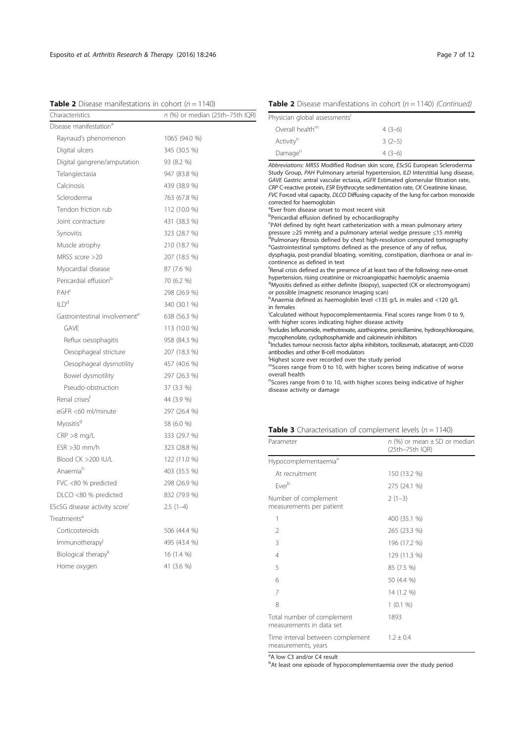**Table 2** Disease manifestations in cohort ($n = 1140$)

| Characteristics | $n$ (%) or median (25th–75th IQR) |
|---|---|
| Disease manifestation[a] | |
| Raynaud's phenomenon | 1065 (94.0 %) |
| Digital ulcers | 345 (30.5 %) |
| Digital gangrene/amputation | 93 (8.2 %) |
| Telangiectasia | 947 (83.8 %) |
| Calcinosis | 439 (38.9 %) |
| Scleroderma | 763 (67.8 %) |
| Tendon friction rub | 112 (10.0 %) |
| Joint contracture | 431 (38.3 %) |
| Synovitis | 323 (28.7 %) |
| Muscle atrophy | 210 (18.7 %) |
| MRSS score >20 | 207 (18.5 %) |
| Myocardial disease | 87 (7.6 %) |
| Pericardial effusion[b] | 70 (6.2 %) |
| PAH[c] | 298 (26.9 %) |
| ILD[d] | 340 (30.1 %) |
| Gastrointestinal involvement[e] | 638 (56.3 %) |
| GAVE | 113 (10.0 %) |
| Reflux oesophagitis | 958 (84.3 %) |
| Oesophageal stricture | 207 (18.3 %) |
| Oesophageal dysmotility | 457 (40.6 %) |
| Bowel dysmotility | 297 (26.3 %) |
| Pseudo-obstruction | 37 (3.3 %) |
| Renal crises[f] | 44 (3.9 %) |
| eGFR <60 ml/minute | 297 (26.4 %) |
| Myositis[g] | 58 (6.0 %) |
| CRP >8 mg/L | 333 (29.7 %) |
| ESR >30 mm/h | 323 (28.8 %) |
| Blood CK >200 IU/L | 122 (11.0 %) |
| Anaemia[h] | 403 (35.5 %) |
| FVC <80 % predicted | 298 (26.9 %) |
| DLCO <80 % predicted | 832 (79.9 %) |
| EScSG disease activity score[i] | 2.5 (1–4) |
| Treatments[a] | |
| Corticosteroids | 506 (44.4 %) |
| Immunotherapy[j] | 495 (43.4 %) |
| Biological therapy[k] | 16 (1.4 %) |
| Home oxygen | 41 (3.6 %) |
| Physician global assessments[l] | |
| Overall health[m] | 4 (3–6) |
| Activity[n] | 3 (2–5) |
| Damage[n] | 4 (3–6) |

*Abbreviations: MRSS* Modified Rodnan skin score, *EScSG* European Scleroderma Study Group, *PAH* Pulmonary arterial hypertension, *ILD* Interstitial lung disease, *GAVE* Gastric antral vascular ectasia, *eGFR* Estimated glomerular filtration rate, *CRP* C-reactive protein, *ESR* Erythrocyte sedimentation rate, *CK* Creatinine kinase, *FVC* Forced vital capacity, *DLCO* Diffusing capacity of the lung for carbon monoxide corrected for haemoglobin

[a]Ever from disease onset to most recent visit
[b]Pericardial effusion defined by echocardiography
[c]PAH defined by right heart catheterization with a mean pulmonary artery pressure ≥25 mmHg and a pulmonary arterial wedge pressure ≤15 mmHg
[d]Pulmonary fibrosis defined by chest high-resolution computed tomography
[e]Gastrointestinal symptoms defined as the presence of any of reflux, dysphagia, post-prandial bloating, vomiting, constipation, diarrhoea or anal incontinence as defined in text
[f]Renal crisis defined as the presence of at least two of the following: new-onset hypertension, rising creatinine or microangiopathic haemolytic anaemia
[g]Myositis defined as either definite (biopsy), suspected (CK or electromyogram) or possible (magnetic resonance imaging scan)
[h]Anaemia defined as haemoglobin level <135 g/L in males and <120 g/L in females
[i]Calculated without hypocomplementaemia. Final scores range from 0 to 9, with higher scores indicating higher disease activity
[j]Includes leflunomide, methotrexate, azathioprine, penicillamine, hydroxychloroquine, mycophenolate, cyclophosphamide and calcineurin inhibitors
[k]Includes tumour necrosis factor alpha inhibitors, tocilizumab, abatacept, anti-CD20 antibodies and other B-cell modulators
[l]Highest score ever recorded over the study period
[m]Scores range from 0 to 10, with higher scores being indicative of worse overall health
[n]Scores range from 0 to 10, with higher scores being indicative of higher disease activity or damage

**Table 3** Characterisation of complement levels ($n = 1140$)

| Parameter | $n$ (%) or mean ± SD or median (25th–75th IQR) |
|---|---|
| Hypocomplementaemia[a] | |
| At recruitment | 150 (13.2 %) |
| Ever[b] | 275 (24.1 %) |
| Number of complement measurements per patient | 2 (1–3) |
| 1 | 400 (35.1 %) |
| 2 | 265 (23.3 %) |
| 3 | 196 (17.2 %) |
| 4 | 129 (11.3 %) |
| 5 | 85 (7.5 %) |
| 6 | 50 (4.4 %) |
| 7 | 14 (1.2 %) |
| 8 | 1 (0.1 %) |
| Total number of complement measurements in data set | 1893 |
| Time interval between complement measurements, years | 1.2 ± 0.4 |

[a]A low C3 and/or C4 result
[b]At least one episode of hypocomplementaemia over the study period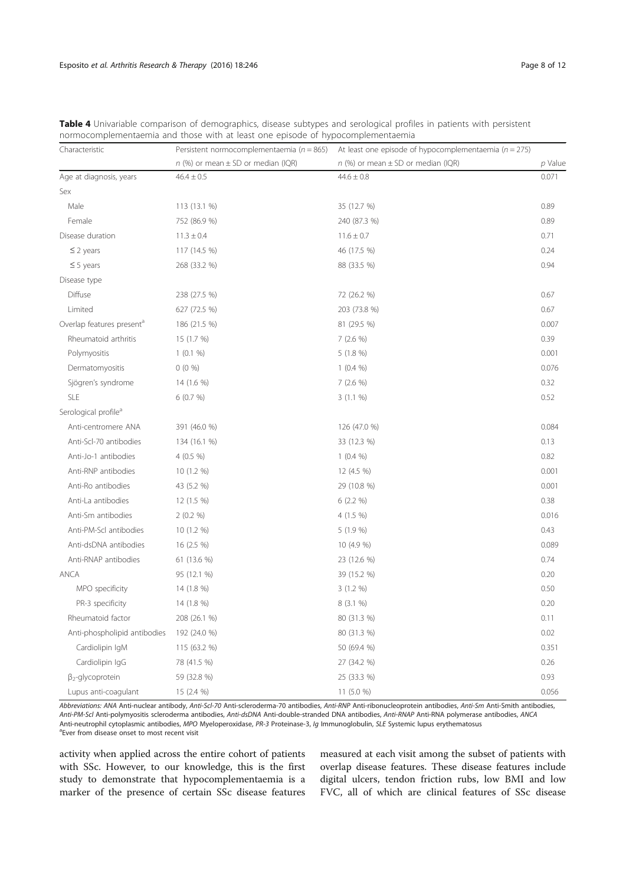**Table 4** Univariable comparison of demographics, disease subtypes and serological profiles in patients with persistent normocomplementaemia and those with at least one episode of hypocomplementaemia

| Characteristic | Persistent normocomplementaemia ($n = 865$) | At least one episode of hypocomplementaemia ($n = 275$) | |
|---|---|---|---|
| | *n* (%) or mean ± SD or median (IQR) | *n* (%) or mean ± SD or median (IQR) | *p* Value |
| Age at diagnosis, years | 46.4 ± 0.5 | 44.6 ± 0.8 | 0.071 |
| Sex | | | |
| Male | 113 (13.1 %) | 35 (12.7 %) | 0.89 |
| Female | 752 (86.9 %) | 240 (87.3 %) | 0.89 |
| Disease duration | 11.3 ± 0.4 | 11.6 ± 0.7 | 0.71 |
| ≤ 2 years | 117 (14.5 %) | 46 (17.5 %) | 0.24 |
| ≤ 5 years | 268 (33.2 %) | 88 (33.5 %) | 0.94 |
| Disease type | | | |
| Diffuse | 238 (27.5 %) | 72 (26.2 %) | 0.67 |
| Limited | 627 (72.5 %) | 203 (73.8 %) | 0.67 |
| Overlap features present[a] | 186 (21.5 %) | 81 (29.5 %) | 0.007 |
| Rheumatoid arthritis | 15 (1.7 %) | 7 (2.6 %) | 0.39 |
| Polymyositis | 1 (0.1 %) | 5 (1.8 %) | 0.001 |
| Dermatomyositis | 0 (0 %) | 1 (0.4 %) | 0.076 |
| Sjögren's syndrome | 14 (1.6 %) | 7 (2.6 %) | 0.32 |
| SLE | 6 (0.7 %) | 3 (1.1 %) | 0.52 |
| Serological profile[a] | | | |
| Anti-centromere ANA | 391 (46.0 %) | 126 (47.0 %) | 0.084 |
| Anti-Scl-70 antibodies | 134 (16.1 %) | 33 (12.3 %) | 0.13 |
| Anti-Jo-1 antibodies | 4 (0.5 %) | 1 (0.4 %) | 0.82 |
| Anti-RNP antibodies | 10 (1.2 %) | 12 (4.5 %) | 0.001 |
| Anti-Ro antibodies | 43 (5.2 %) | 29 (10.8 %) | 0.001 |
| Anti-La antibodies | 12 (1.5 %) | 6 (2.2 %) | 0.38 |
| Anti-Sm antibodies | 2 (0.2 %) | 4 (1.5 %) | 0.016 |
| Anti-PM-Scl antibodies | 10 (1.2 %) | 5 (1.9 %) | 0.43 |
| Anti-dsDNA antibodies | 16 (2.5 %) | 10 (4.9 %) | 0.089 |
| Anti-RNAP antibodies | 61 (13.6 %) | 23 (12.6 %) | 0.74 |
| ANCA | 95 (12.1 %) | 39 (15.2 %) | 0.20 |
| MPO specificity | 14 (1.8 %) | 3 (1.2 %) | 0.50 |
| PR-3 specificity | 14 (1.8 %) | 8 (3.1 %) | 0.20 |
| Rheumatoid factor | 208 (26.1 %) | 80 (31.3 %) | 0.11 |
| Anti-phospholipid antibodies | 192 (24.0 %) | 80 (31.3 %) | 0.02 |
| Cardiolipin IgM | 115 (63.2 %) | 50 (69.4 %) | 0.351 |
| Cardiolipin IgG | 78 (41.5 %) | 27 (34.2 %) | 0.26 |
| $\beta_2$-glycoprotein | 59 (32.8 %) | 25 (33.3 %) | 0.93 |
| Lupus anti-coagulant | 15 (2.4 %) | 11 (5.0 %) | 0.056 |

*Abbreviations: ANA* Anti-nuclear antibody, *Anti-Scl-70* Anti-scleroderma-70 antibodies, *Anti-RNP* Anti-ribonucleoprotein antibodies, *Anti-Sm* Anti-Smith antibodies, *Anti-PM-Scl* Anti-polymyositis scleroderma antibodies, *Anti-dsDNA* Anti-double-stranded DNA antibodies, *Anti-RNAP* Anti-RNA polymerase antibodies, *ANCA* Anti-neutrophil cytoplasmic antibodies, *MPO* Myeloperoxidase, *PR-3* Proteinase-3, *Ig* Immunoglobulin, *SLE* Systemic lupus erythematosus
[a]Ever from disease onset to most recent visit

activity when applied across the entire cohort of patients with SSc. However, to our knowledge, this is the first study to demonstrate that hypocomplementaemia is a marker of the presence of certain SSc disease features measured at each visit among the subset of patients with overlap disease features. These disease features include digital ulcers, tendon friction rubs, low BMI and low FVC, all of which are clinical features of SSc disease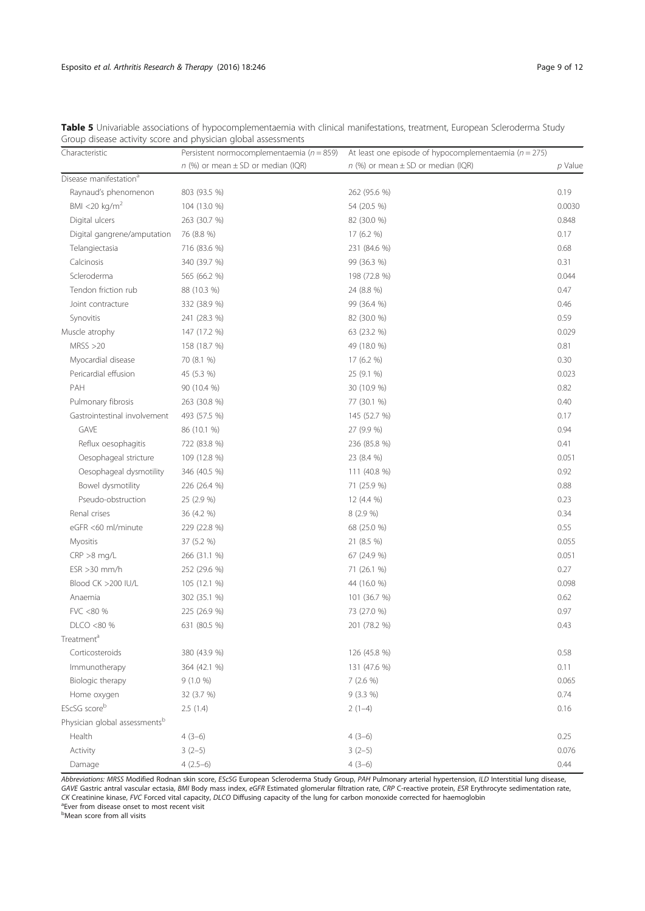**Table 5** Univariable associations of hypocomplementaemia with clinical manifestations, treatment, European Scleroderma Study Group disease activity score and physician global assessments

| Characteristic | Persistent normocomplementaemia ($n = 859$) | At least one episode of hypocomplementaemia ($n = 275$) | |
|---|---|---|---|
| | $n$ (%) or mean ± SD or median (IQR) | $n$ (%) or mean ± SD or median (IQR) | $p$ Value |
| Disease manifestation[a] | | | |
| Raynaud's phenomenon | 803 (93.5 %) | 262 (95.6 %) | 0.19 |
| BMI <20 kg/m$^2$ | 104 (13.0 %) | 54 (20.5 %) | 0.0030 |
| Digital ulcers | 263 (30.7 %) | 82 (30.0 %) | 0.848 |
| Digital gangrene/amputation | 76 (8.8 %) | 17 (6.2 %) | 0.17 |
| Telangiectasia | 716 (83.6 %) | 231 (84.6 %) | 0.68 |
| Calcinosis | 340 (39.7 %) | 99 (36.3 %) | 0.31 |
| Scleroderma | 565 (66.2 %) | 198 (72.8 %) | 0.044 |
| Tendon friction rub | 88 (10.3 %) | 24 (8.8 %) | 0.47 |
| Joint contracture | 332 (38.9 %) | 99 (36.4 %) | 0.46 |
| Synovitis | 241 (28.3 %) | 82 (30.0 %) | 0.59 |
| Muscle atrophy | 147 (17.2 %) | 63 (23.2 %) | 0.029 |
| MRSS >20 | 158 (18.7 %) | 49 (18.0 %) | 0.81 |
| Myocardial disease | 70 (8.1 %) | 17 (6.2 %) | 0.30 |
| Pericardial effusion | 45 (5.3 %) | 25 (9.1 %) | 0.023 |
| PAH | 90 (10.4 %) | 30 (10.9 %) | 0.82 |
| Pulmonary fibrosis | 263 (30.8 %) | 77 (30.1 %) | 0.40 |
| Gastrointestinal involvement | 493 (57.5 %) | 145 (52.7 %) | 0.17 |
| GAVE | 86 (10.1 %) | 27 (9.9 %) | 0.94 |
| Reflux oesophagitis | 722 (83.8 %) | 236 (85.8 %) | 0.41 |
| Oesophageal stricture | 109 (12.8 %) | 23 (8.4 %) | 0.051 |
| Oesophageal dysmotility | 346 (40.5 %) | 111 (40.8 %) | 0.92 |
| Bowel dysmotility | 226 (26.4 %) | 71 (25.9 %) | 0.88 |
| Pseudo-obstruction | 25 (2.9 %) | 12 (4.4 %) | 0.23 |
| Renal crises | 36 (4.2 %) | 8 (2.9 %) | 0.34 |
| eGFR <60 ml/minute | 229 (22.8 %) | 68 (25.0 %) | 0.55 |
| Myositis | 37 (5.2 %) | 21 (8.5 %) | 0.055 |
| CRP >8 mg/L | 266 (31.1 %) | 67 (24.9 %) | 0.051 |
| ESR >30 mm/h | 252 (29.6 %) | 71 (26.1 %) | 0.27 |
| Blood CK >200 IU/L | 105 (12.1 %) | 44 (16.0 %) | 0.098 |
| Anaemia | 302 (35.1 %) | 101 (36.7 %) | 0.62 |
| FVC <80 % | 225 (26.9 %) | 73 (27.0 %) | 0.97 |
| DLCO <80 % | 631 (80.5 %) | 201 (78.2 %) | 0.43 |
| Treatment[a] | | | |
| Corticosteroids | 380 (43.9 %) | 126 (45.8 %) | 0.58 |
| Immunotherapy | 364 (42.1 %) | 131 (47.6 %) | 0.11 |
| Biologic therapy | 9 (1.0 %) | 7 (2.6 %) | 0.065 |
| Home oxygen | 32 (3.7 %) | 9 (3.3 %) | 0.74 |
| EScSG score[b] | 2.5 (1.4) | 2 (1–4) | 0.16 |
| Physician global assessments[b] | | | |
| Health | 4 (3–6) | 4 (3–6) | 0.25 |
| Activity | 3 (2–5) | 3 (2–5) | 0.076 |
| Damage | 4 (2.5–6) | 4 (3–6) | 0.44 |

*Abbreviations: MRSS* Modified Rodnan skin score, *EScSG* European Scleroderma Study Group, *PAH* Pulmonary arterial hypertension, *ILD* Interstitial lung disease, *GAVE* Gastric antral vascular ectasia, *BMI* Body mass index, *eGFR* Estimated glomerular filtration rate, *CRP* C-reactive protein, *ESR* Erythrocyte sedimentation rate, *CK* Creatinine kinase, *FVC* Forced vital capacity, *DLCO* Diffusing capacity of the lung for carbon monoxide corrected for haemoglobin

[a]Ever from disease onset to most recent visit

[b]Mean score from all visits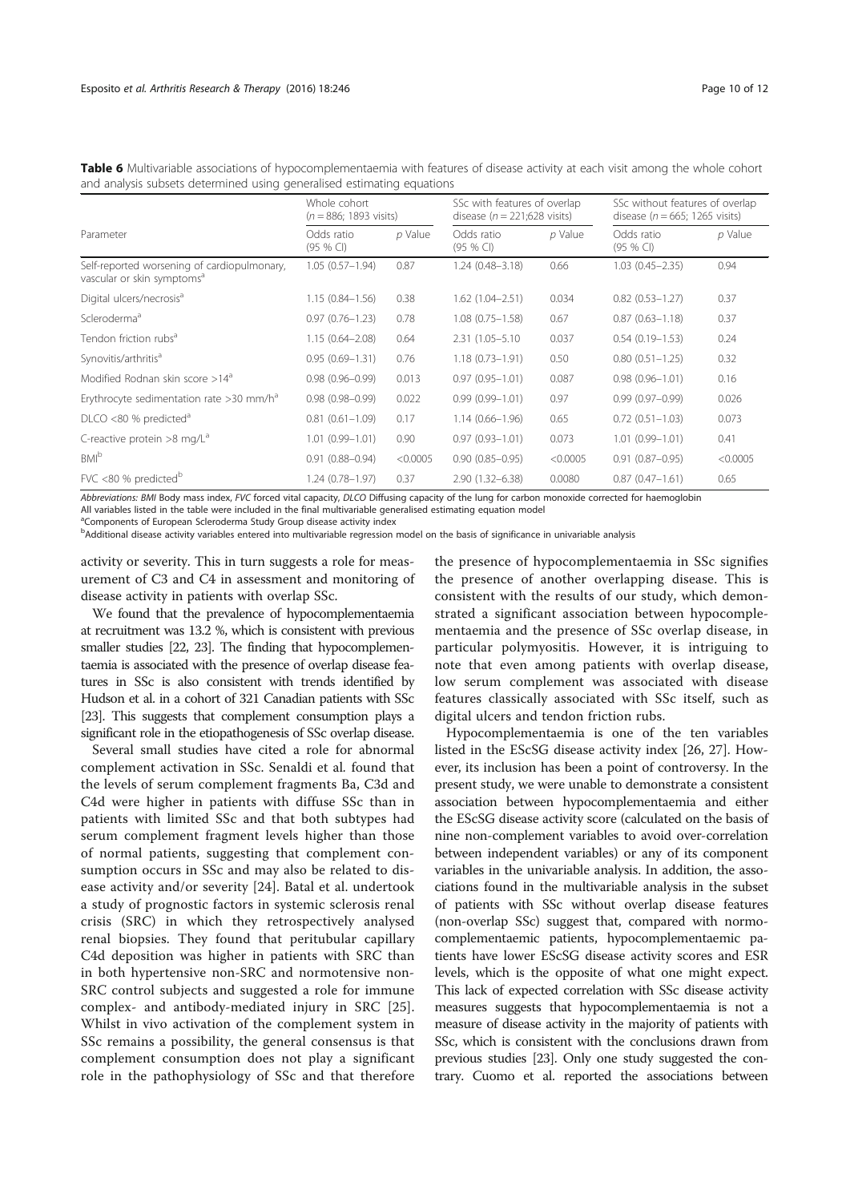**Table 6** Multivariable associations of hypocomplementaemia with features of disease activity at each visit among the whole cohort and analysis subsets determined using generalised estimating equations

| Parameter | Whole cohort ($n = 886$; 1893 visits) | | SSc with features of overlap disease ($n = 221$;628 visits) | | SSc without features of overlap disease ($n = 665$; 1265 visits) | |
|---|---|---|---|---|---|---|
| | Odds ratio (95 % CI) | *p* Value | Odds ratio (95 % CI) | *p* Value | Odds ratio (95 % CI) | *p* Value |
| Self-reported worsening of cardiopulmonary, vascular or skin symptoms[a] | 1.05 (0.57–1.94) | 0.87 | 1.24 (0.48–3.18) | 0.66 | 1.03 (0.45–2.35) | 0.94 |
| Digital ulcers/necrosis[a] | 1.15 (0.84–1.56) | 0.38 | 1.62 (1.04–2.51) | 0.034 | 0.82 (0.53–1.27) | 0.37 |
| Scleroderma[a] | 0.97 (0.76–1.23) | 0.78 | 1.08 (0.75–1.58) | 0.67 | 0.87 (0.63–1.18) | 0.37 |
| Tendon friction rubs[a] | 1.15 (0.64–2.08) | 0.64 | 2.31 (1.05–5.10) | 0.037 | 0.54 (0.19–1.53) | 0.24 |
| Synovitis/arthritis[a] | 0.95 (0.69–1.31) | 0.76 | 1.18 (0.73–1.91) | 0.50 | 0.80 (0.51–1.25) | 0.32 |
| Modified Rodnan skin score >14[a] | 0.98 (0.96–0.99) | 0.013 | 0.97 (0.95–1.01) | 0.087 | 0.98 (0.96–1.01) | 0.16 |
| Erythrocyte sedimentation rate >30 mm/h[a] | 0.98 (0.98–0.99) | 0.022 | 0.99 (0.99–1.01) | 0.97 | 0.99 (0.97–0.99) | 0.026 |
| DLCO <80 % predicted[a] | 0.81 (0.61–1.09) | 0.17 | 1.14 (0.66–1.96) | 0.65 | 0.72 (0.51–1.03) | 0.073 |
| C-reactive protein >8 mg/L[a] | 1.01 (0.99–1.01) | 0.90 | 0.97 (0.93–1.01) | 0.073 | 1.01 (0.99–1.01) | 0.41 |
| BMI[b] | 0.91 (0.88–0.94) | <0.0005 | 0.90 (0.85–0.95) | <0.0005 | 0.91 (0.87–0.95) | <0.0005 |
| FVC <80 % predicted[b] | 1.24 (0.78–1.97) | 0.37 | 2.90 (1.32–6.38) | 0.0080 | 0.87 (0.47–1.61) | 0.65 |

*Abbreviations*: *BMI* Body mass index, *FVC* forced vital capacity, *DLCO* Diffusing capacity of the lung for carbon monoxide corrected for haemoglobin
All variables listed in the table were included in the final multivariable generalised estimating equation model
[a]Components of European Scleroderma Study Group disease activity index
[b]Additional disease activity variables entered into multivariable regression model on the basis of significance in univariable analysis

activity or severity. This in turn suggests a role for measurement of C3 and C4 in assessment and monitoring of disease activity in patients with overlap SSc.

We found that the prevalence of hypocomplementaemia at recruitment was 13.2 %, which is consistent with previous smaller studies [22, 23]. The finding that hypocomplementaemia is associated with the presence of overlap disease features in SSc is also consistent with trends identified by Hudson et al. in a cohort of 321 Canadian patients with SSc [23]. This suggests that complement consumption plays a significant role in the etiopathogenesis of SSc overlap disease.

Several small studies have cited a role for abnormal complement activation in SSc. Senaldi et al. found that the levels of serum complement fragments Ba, C3d and C4d were higher in patients with diffuse SSc than in patients with limited SSc and that both subtypes had serum complement fragment levels higher than those of normal patients, suggesting that complement consumption occurs in SSc and may also be related to disease activity and/or severity [24]. Batal et al. undertook a study of prognostic factors in systemic sclerosis renal crisis (SRC) in which they retrospectively analysed renal biopsies. They found that peritubular capillary C4d deposition was higher in patients with SRC than in both hypertensive non-SRC and normotensive non-SRC control subjects and suggested a role for immune complex- and antibody-mediated injury in SRC [25]. Whilst in vivo activation of the complement system in SSc remains a possibility, the general consensus is that complement consumption does not play a significant role in the pathophysiology of SSc and that therefore the presence of hypocomplementaemia in SSc signifies the presence of another overlapping disease. This is consistent with the results of our study, which demonstrated a significant association between hypocomplementaemia and the presence of SSc overlap disease, in particular polymyositis. However, it is intriguing to note that even among patients with overlap disease, low serum complement was associated with disease features classically associated with SSc itself, such as digital ulcers and tendon friction rubs.

Hypocomplementaemia is one of the ten variables listed in the EScSG disease activity index [26, 27]. However, its inclusion has been a point of controversy. In the present study, we were unable to demonstrate a consistent association between hypocomplementaemia and either the EScSG disease activity score (calculated on the basis of nine non-complement variables to avoid over-correlation between independent variables) or any of its component variables in the univariable analysis. In addition, the associations found in the multivariable analysis in the subset of patients with SSc without overlap disease features (non-overlap SSc) suggest that, compared with normocomplementaemic patients, hypocomplementaemic patients have lower EScSG disease activity scores and ESR levels, which is the opposite of what one might expect. This lack of expected correlation with SSc disease activity measures suggests that hypocomplementaemia is not a measure of disease activity in the majority of patients with SSc, which is consistent with the conclusions drawn from previous studies [23]. Only one study suggested the contrary. Cuomo et al. reported the associations between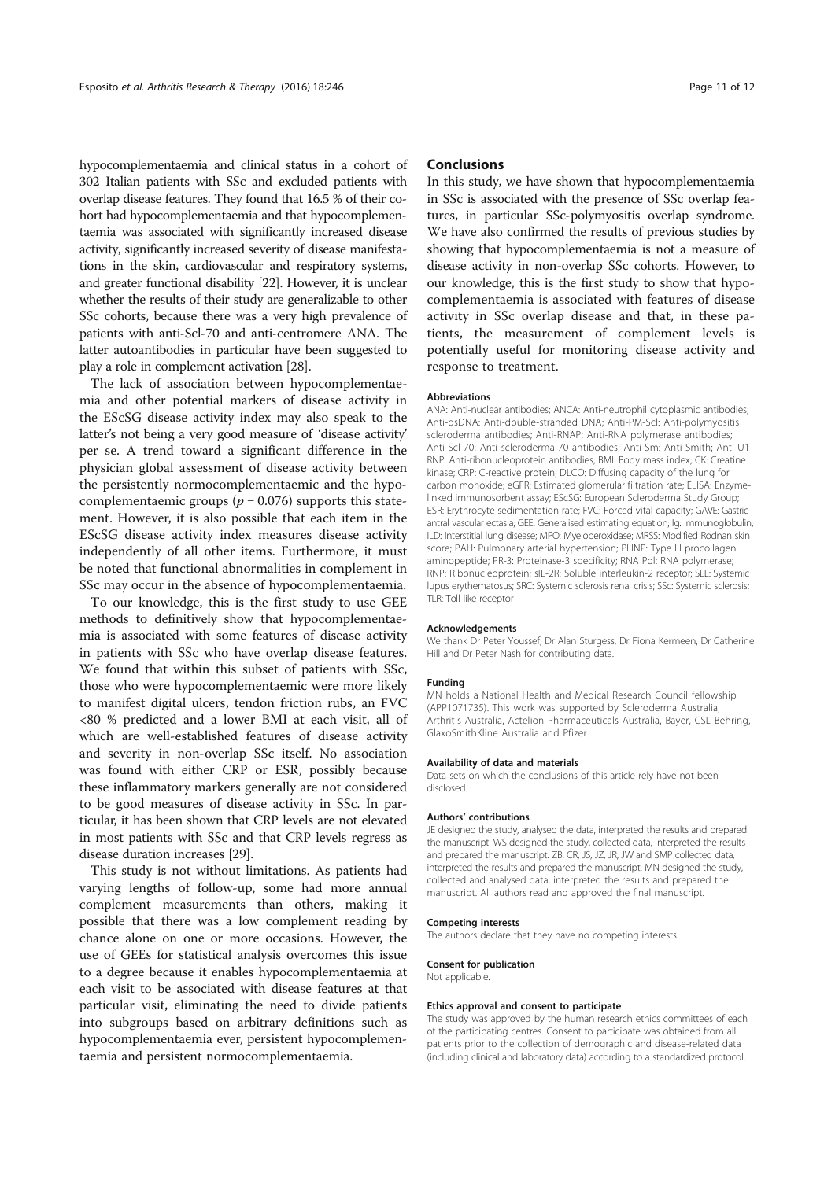hypocomplementaemia and clinical status in a cohort of 302 Italian patients with SSc and excluded patients with overlap disease features. They found that 16.5 % of their cohort had hypocomplementaemia and that hypocomplementaemia was associated with significantly increased disease activity, significantly increased severity of disease manifestations in the skin, cardiovascular and respiratory systems, and greater functional disability [22]. However, it is unclear whether the results of their study are generalizable to other SSc cohorts, because there was a very high prevalence of patients with anti-Scl-70 and anti-centromere ANA. The latter autoantibodies in particular have been suggested to play a role in complement activation [28].

The lack of association between hypocomplementaemia and other potential markers of disease activity in the EScSG disease activity index may also speak to the latter's not being a very good measure of 'disease activity' per se. A trend toward a significant difference in the physician global assessment of disease activity between the persistently normocomplementaemic and the hypocomplementaemic groups ($p = 0.076$) supports this statement. However, it is also possible that each item in the EScSG disease activity index measures disease activity independently of all other items. Furthermore, it must be noted that functional abnormalities in complement in SSc may occur in the absence of hypocomplementaemia.

To our knowledge, this is the first study to use GEE methods to definitively show that hypocomplementaemia is associated with some features of disease activity in patients with SSc who have overlap disease features. We found that within this subset of patients with SSc, those who were hypocomplementaemic were more likely to manifest digital ulcers, tendon friction rubs, an FVC <80 % predicted and a lower BMI at each visit, all of which are well-established features of disease activity and severity in non-overlap SSc itself. No association was found with either CRP or ESR, possibly because these inflammatory markers generally are not considered to be good measures of disease activity in SSc. In particular, it has been shown that CRP levels are not elevated in most patients with SSc and that CRP levels regress as disease duration increases [29].

This study is not without limitations. As patients had varying lengths of follow-up, some had more annual complement measurements than others, making it possible that there was a low complement reading by chance alone on one or more occasions. However, the use of GEEs for statistical analysis overcomes this issue to a degree because it enables hypocomplementaemia at each visit to be associated with disease features at that particular visit, eliminating the need to divide patients into subgroups based on arbitrary definitions such as hypocomplementaemia ever, persistent hypocomplementaemia and persistent normocomplementaemia.

## Conclusions

In this study, we have shown that hypocomplementaemia in SSc is associated with the presence of SSc overlap features, in particular SSc-polymyositis overlap syndrome. We have also confirmed the results of previous studies by showing that hypocomplementaemia is not a measure of disease activity in non-overlap SSc cohorts. However, to our knowledge, this is the first study to show that hypocomplementaemia is associated with features of disease activity in SSc overlap disease and that, in these patients, the measurement of complement levels is potentially useful for monitoring disease activity and response to treatment.

#### Abbreviations

ANA: Anti-nuclear antibodies; ANCA: Anti-neutrophil cytoplasmic antibodies; Anti-dsDNA: Anti-double-stranded DNA; Anti-PM-Scl: Anti-polymyositis scleroderma antibodies; Anti-RNAP: Anti-RNA polymerase antibodies; Anti-Scl-70: Anti-scleroderma-70 antibodies; Anti-Sm: Anti-Smith; Anti-U1 RNP: Anti-ribonucleoprotein antibodies; BMI: Body mass index; CK: Creatine kinase; CRP: C-reactive protein; DLCO: Diffusing capacity of the lung for carbon monoxide; eGFR: Estimated glomerular filtration rate; ELISA: Enzyme-linked immunosorbent assay; EScSG: European Scleroderma Study Group; ESR: Erythrocyte sedimentation rate; FVC: Forced vital capacity; GAVE: Gastric antral vascular ectasia; GEE: Generalised estimating equation; Ig: Immunoglobulin; ILD: Interstitial lung disease; MPO: Myeloperoxidase; MRSS: Modified Rodnan skin score; PAH: Pulmonary arterial hypertension; PIIINP: Type III procollagen aminopeptide; PR-3: Proteinase-3 specificity; RNA Pol: RNA polymerase; RNP: Ribonucleoprotein; sIL-2R: Soluble interleukin-2 receptor; SLE: Systemic lupus erythematosus; SRC: Systemic sclerosis renal crisis; SSc: Systemic sclerosis; TLR: Toll-like receptor

#### Acknowledgements

We thank Dr Peter Youssef, Dr Alan Sturgess, Dr Fiona Kermeen, Dr Catherine Hill and Dr Peter Nash for contributing data.

#### Funding

MN holds a National Health and Medical Research Council fellowship (APP1071735). This work was supported by Scleroderma Australia, Arthritis Australia, Actelion Pharmaceuticals Australia, Bayer, CSL Behring, GlaxoSmithKline Australia and Pfizer.

#### Availability of data and materials

Data sets on which the conclusions of this article rely have not been disclosed.

#### Authors' contributions

JE designed the study, analysed the data, interpreted the results and prepared the manuscript. WS designed the study, collected data, interpreted the results and prepared the manuscript. ZB, CR, JS, JZ, JR, JW and SMP collected data, interpreted the results and prepared the manuscript. MN designed the study, collected and analysed data, interpreted the results and prepared the manuscript. All authors read and approved the final manuscript.

#### Competing interests

The authors declare that they have no competing interests.

#### Consent for publication

Not applicable.

#### Ethics approval and consent to participate

The study was approved by the human research ethics committees of each of the participating centres. Consent to participate was obtained from all patients prior to the collection of demographic and disease-related data (including clinical and laboratory data) according to a standardized protocol.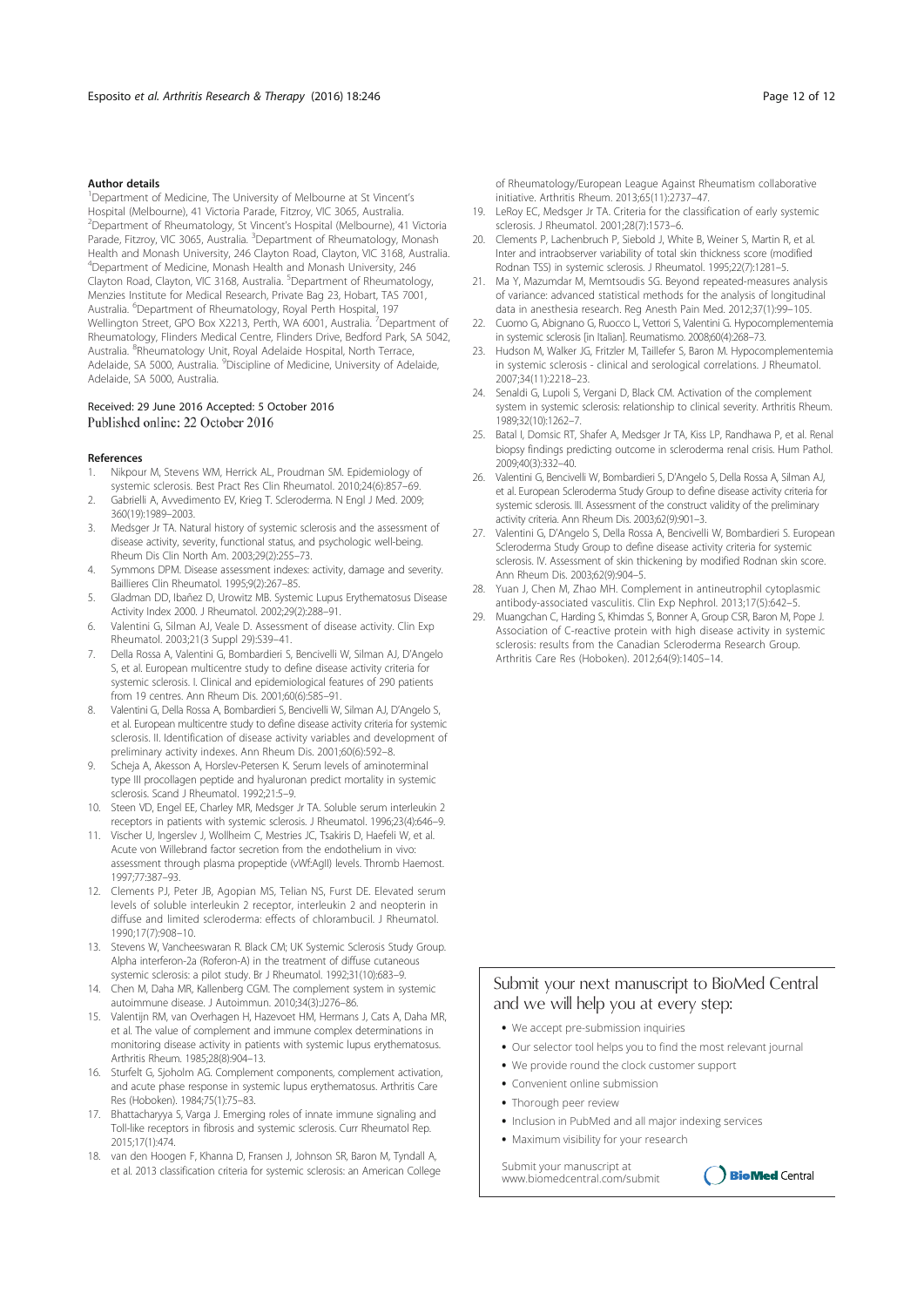### Author details

[1]Department of Medicine, The University of Melbourne at St Vincent's Hospital (Melbourne), 41 Victoria Parade, Fitzroy, VIC 3065, Australia. [2]Department of Rheumatology, St Vincent's Hospital (Melbourne), 41 Victoria Parade, Fitzroy, VIC 3065, Australia. [3]Department of Rheumatology, Monash Health and Monash University, 246 Clayton Road, Clayton, VIC 3168, Australia. [4]Department of Medicine, Monash Health and Monash University, 246 Clayton Road, Clayton, VIC 3168, Australia. [5]Department of Rheumatology, Menzies Institute for Medical Research, Private Bag 23, Hobart, TAS 7001, Australia. [6]Department of Rheumatology, Royal Perth Hospital, 197 Wellington Street, GPO Box X2213, Perth, WA 6001, Australia. [7]Department of Rheumatology, Flinders Medical Centre, Flinders Drive, Bedford Park, SA 5042, Australia. [8]Rheumatology Unit, Royal Adelaide Hospital, North Terrace, Adelaide, SA 5000, Australia. [9]Discipline of Medicine, University of Adelaide, Adelaide, SA 5000, Australia.

Received: 29 June 2016 Accepted: 5 October 2016
Published online: 22 October 2016

### References

1. Nikpour M, Stevens WM, Herrick AL, Proudman SM. Epidemiology of systemic sclerosis. Best Pract Res Clin Rheumatol. 2010;24(6):857–69.
2. Gabrielli A, Avvedimento EV, Krieg T. Scleroderma. N Engl J Med. 2009; 360(19):1989–2003.
3. Medsger Jr TA. Natural history of systemic sclerosis and the assessment of disease activity, severity, functional status, and psychologic well-being. Rheum Dis Clin North Am. 2003;29(2):255–73.
4. Symmons DPM. Disease assessment indexes: activity, damage and severity. Baillieres Clin Rheumatol. 1995;9(2):267–85.
5. Gladman DD, Ibañez D, Urowitz MB. Systemic Lupus Erythematosus Disease Activity Index 2000. J Rheumatol. 2002;29(2):288–91.
6. Valentini G, Silman AJ, Veale D. Assessment of disease activity. Clin Exp Rheumatol. 2003;21(3 Suppl 29):S39–41.
7. Della Rossa A, Valentini G, Bombardieri S, Bencivelli W, Silman AJ, D'Angelo S, et al. European multicentre study to define disease activity criteria for systemic sclerosis. I. Clinical and epidemiological features of 290 patients from 19 centres. Ann Rheum Dis. 2001;60(6):585–91.
8. Valentini G, Della Rossa A, Bombardieri S, Bencivelli W, Silman AJ, D'Angelo S, et al. European multicentre study to define disease activity criteria for systemic sclerosis. II. Identification of disease activity variables and development of preliminary activity indexes. Ann Rheum Dis. 2001;60(6):592–8.
9. Scheja A, Akesson A, Horslev-Petersen K. Serum levels of aminoterminal type III procollagen peptide and hyaluronan predict mortality in systemic sclerosis. Scand J Rheumatol. 1992;21:5–9.
10. Steen VD, Engel EE, Charley MR, Medsger Jr TA. Soluble serum interleukin 2 receptors in patients with systemic sclerosis. J Rheumatol. 1996;23(4):646–9.
11. Vischer U, Ingerslev J, Wollheim C, Mestries JC, Tsakiris D, Haefeli W, et al. Acute von Willebrand factor secretion from the endothelium in vivo: assessment through plasma propeptide (vWf:AgII) levels. Thromb Haemost. 1997;77:387–93.
12. Clements PJ, Peter JB, Agopian MS, Telian NS, Furst DE. Elevated serum levels of soluble interleukin 2 receptor, interleukin 2 and neopterin in diffuse and limited scleroderma: effects of chlorambucil. J Rheumatol. 1990;17(7):908–10.
13. Stevens W, Vancheeswaran R. Black CM; UK Systemic Sclerosis Study Group. Alpha interferon-2a (Roferon-A) in the treatment of diffuse cutaneous systemic sclerosis: a pilot study. Br J Rheumatol. 1992;31(10):683–9.
14. Chen M, Daha MR, Kallenberg CGM. The complement system in systemic autoimmune disease. J Autoimmun. 2010;34(3):J276–86.
15. Valentijn RM, van Overhagen H, Hazevoet HM, Hermans J, Cats A, Daha MR, et al. The value of complement and immune complex determinations in monitoring disease activity in patients with systemic lupus erythematosus. Arthritis Rheum. 1985;28(8):904–13.
16. Sturfelt G, Sjoholm AG. Complement components, complement activation, and acute phase response in systemic lupus erythematosus. Arthritis Care Res (Hoboken). 1984;75(1):75–83.
17. Bhattacharyya S, Varga J. Emerging roles of innate immune signaling and Toll-like receptors in fibrosis and systemic sclerosis. Curr Rheumatol Rep. 2015;17(1):474.
18. van den Hoogen F, Khanna D, Fransen J, Johnson SR, Baron M, Tyndall A, et al. 2013 classification criteria for systemic sclerosis: an American College of Rheumatology/European League Against Rheumatism collaborative initiative. Arthritis Rheum. 2013;65(11):2737–47.
19. LeRoy EC, Medsger Jr TA. Criteria for the classification of early systemic sclerosis. J Rheumatol. 2001;28(7):1573–6.
20. Clements P, Lachenbruch P, Siebold J, White B, Weiner S, Martin R, et al. Inter and intraobserver variability of total skin thickness score (modified Rodnan TSS) in systemic sclerosis. J Rheumatol. 1995;22(7):1281–5.
21. Ma Y, Mazumdar M, Memtsoudis SG. Beyond repeated-measures analysis of variance: advanced statistical methods for the analysis of longitudinal data in anesthesia research. Reg Anesth Pain Med. 2012;37(1):99–105.
22. Cuomo G, Abignano G, Ruocco L, Vettori S, Valentini G. Hypocomplementemia in systemic sclerosis [in Italian]. Reumatismo. 2008;60(4):268–73.
23. Hudson M, Walker JG, Fritzler M, Taillefer S, Baron M. Hypocomplementemia in systemic sclerosis - clinical and serological correlations. J Rheumatol. 2007;34(11):2218–23.
24. Senaldi G, Lupoli S, Vergani D, Black CM. Activation of the complement system in systemic sclerosis: relationship to clinical severity. Arthritis Rheum. 1989;32(10):1262–7.
25. Batal I, Domsic RT, Shafer A, Medsger Jr TA, Kiss LP, Randhawa P, et al. Renal biopsy findings predicting outcome in scleroderma renal crisis. Hum Pathol. 2009;40(3):332–40.
26. Valentini G, Bencivelli W, Bombardieri S, D'Angelo S, Della Rossa A, Silman AJ, et al. European Scleroderma Study Group to define disease activity criteria for systemic sclerosis. III. Assessment of the construct validity of the preliminary activity criteria. Ann Rheum Dis. 2003;62(9):901–3.
27. Valentini G, D'Angelo S, Della Rossa A, Bencivelli W, Bombardieri S. European Scleroderma Study Group to define disease activity criteria for systemic sclerosis. IV. Assessment of skin thickening by modified Rodnan skin score. Ann Rheum Dis. 2003;62(9):904–5.
28. Yuan J, Chen M, Zhao MH. Complement in antineutrophil cytoplasmic antibody-associated vasculitis. Clin Exp Nephrol. 2013;17(5):642–5.
29. Muangchan C, Harding S, Khimdas S, Bonner A, Group CSR, Baron M, Pope J. Association of C-reactive protein with high disease activity in systemic sclerosis: results from the Canadian Scleroderma Research Group. Arthritis Care Res (Hoboken). 2012;64(9):1405–14.

Submit your next manuscript to BioMed Central and we will help you at every step:

- We accept pre-submission inquiries
- Our selector tool helps you to find the most relevant journal
- We provide round the clock customer support
- Convenient online submission
- Thorough peer review
- Inclusion in PubMed and all major indexing services
- Maximum visibility for your research

Submit your manuscript at www.biomedcentral.com/submit

BioMed Central